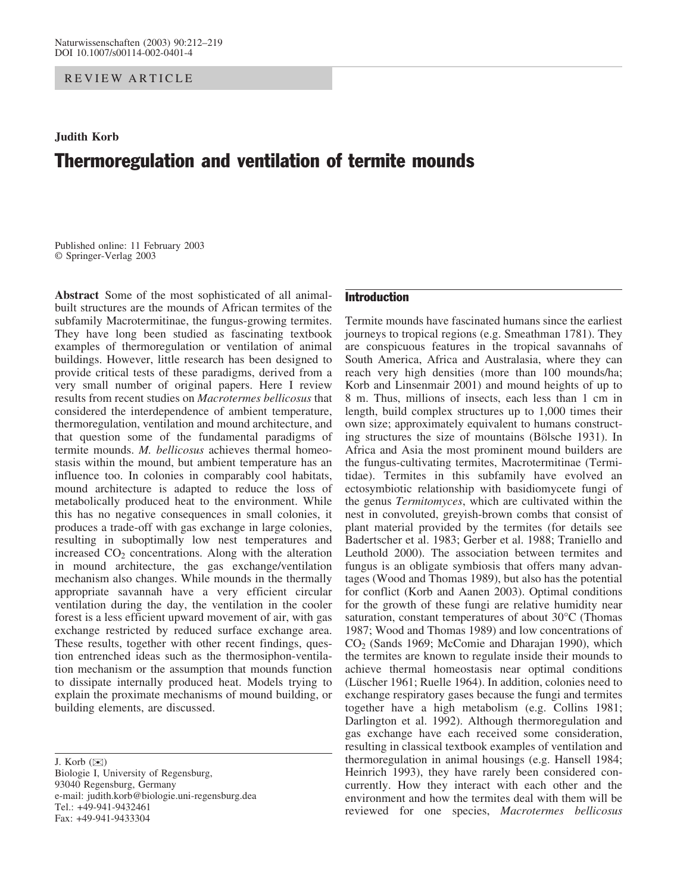REVIEW ARTICLE

**Judith Korb**

# Thermoregulation and ventilation of termite mounds

Published online: 11 February 2003
© Springer-Verlag 2003

**Abstract** Some of the most sophisticated of all animal-built structures are the mounds of African termites of the subfamily Macrotermitinae, the fungus-growing termites. They have long been studied as fascinating textbook examples of thermoregulation or ventilation of animal buildings. However, little research has been designed to provide critical tests of these paradigms, derived from a very small number of original papers. Here I review results from recent studies on *Macrotermes bellicosus* that considered the interdependence of ambient temperature, thermoregulation, ventilation and mound architecture, and that question some of the fundamental paradigms of termite mounds. *M. bellicosus* achieves thermal homeostasis within the mound, but ambient temperature has an influence too. In colonies in comparably cool habitats, mound architecture is adapted to reduce the loss of metabolically produced heat to the environment. While this has no negative consequences in small colonies, it produces a trade-off with gas exchange in large colonies, resulting in suboptimally low nest temperatures and increased $CO_2$ concentrations. Along with the alteration in mound architecture, the gas exchange/ventilation mechanism also changes. While mounds in the thermally appropriate savannah have a very efficient circular ventilation during the day, the ventilation in the cooler forest is a less efficient upward movement of air, with gas exchange restricted by reduced surface exchange area. These results, together with other recent findings, question entrenched ideas such as the thermosiphon-ventilation mechanism or the assumption that mounds function to dissipate internally produced heat. Models trying to explain the proximate mechanisms of mound building, or building elements, are discussed.

J. Korb (✉)
Biologie I, University of Regensburg,
93040 Regensburg, Germany
e-mail: judith.korb@biologie.uni-regensburg.dea
Tel.: +49-941-9432461
Fax: +49-941-9433304

## Introduction

Termite mounds have fascinated humans since the earliest journeys to tropical regions (e.g. Smeathman 1781). They are conspicuous features in the tropical savannahs of South America, Africa and Australasia, where they can reach very high densities (more than 100 mounds/ha; Korb and Linsenmair 2001) and mound heights of up to 8 m. Thus, millions of insects, each less than 1 cm in length, build complex structures up to 1,000 times their own size; approximately equivalent to humans constructing structures the size of mountains (Bölsche 1931). In Africa and Asia the most prominent mound builders are the fungus-cultivating termites, Macrotermitinae (Termitidae). Termites in this subfamily have evolved an ectosymbiotic relationship with basidiomycete fungi of the genus *Termitomyces*, which are cultivated within the nest in convoluted, greyish-brown combs that consist of plant material provided by the termites (for details see Badertscher et al. 1983; Gerber et al. 1988; Traniello and Leuthold 2000). The association between termites and fungus is an obligate symbiosis that offers many advantages (Wood and Thomas 1989), but also has the potential for conflict (Korb and Aanen 2003). Optimal conditions for the growth of these fungi are relative humidity near saturation, constant temperatures of about 30°C (Thomas 1987; Wood and Thomas 1989) and low concentrations of $CO_2$ (Sands 1969; McComie and Dharajan 1990), which the termites are known to regulate inside their mounds to achieve thermal homeostasis near optimal conditions (Lüscher 1961; Ruelle 1964). In addition, colonies need to exchange respiratory gases because the fungi and termites together have a high metabolism (e.g. Collins 1981; Darlington et al. 1992). Although thermoregulation and gas exchange have each received some consideration, resulting in classical textbook examples of ventilation and thermoregulation in animal housings (e.g. Hansell 1984; Heinrich 1993), they have rarely been considered concurrently. How they interact with each other and the environment and how the termites deal with them will be reviewed for one species, *Macrotermes bellicosus*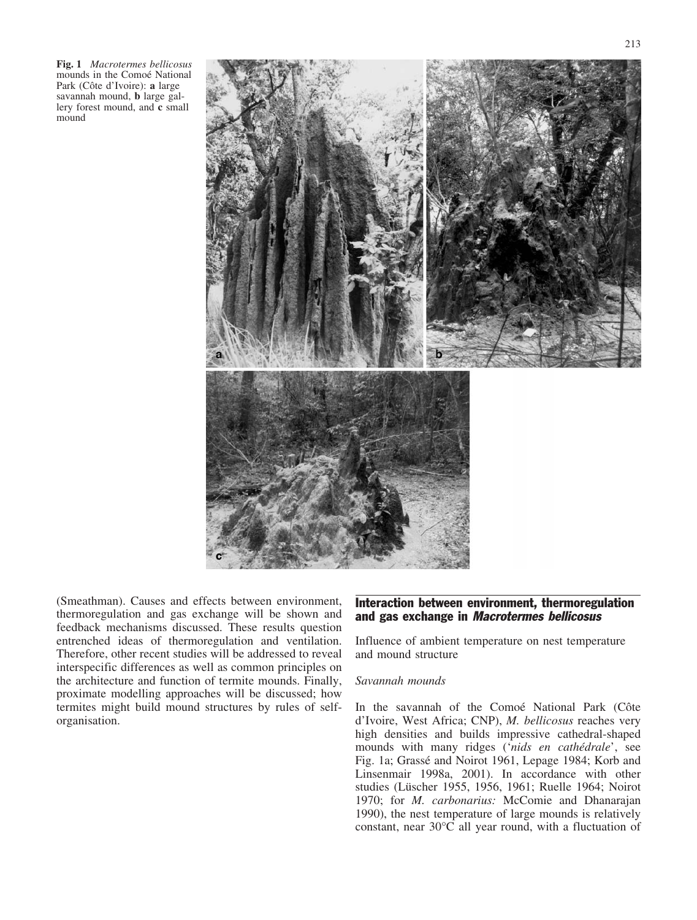**Fig. 1** *Macrotermes bellicosus* mounds in the Comoé National Park (Côte d'Ivoire): **a** large savannah mound, **b** large gallery forest mound, and **c** small mound

(Smeathman). Causes and effects between environment, thermoregulation and gas exchange will be shown and feedback mechanisms discussed. These results question entrenched ideas of thermoregulation and ventilation. Therefore, other recent studies will be addressed to reveal interspecific differences as well as common principles on the architecture and function of termite mounds. Finally, proximate modelling approaches will be discussed; how termites might build mound structures by rules of self-organisation.

## Interaction between environment, thermoregulation and gas exchange in *Macrotermes bellicosus*

### Influence of ambient temperature on nest temperature and mound structure

#### *Savannah mounds*

In the savannah of the Comoé National Park (Côte d'Ivoire, West Africa; CNP), *M. bellicosus* reaches very high densities and builds impressive cathedral-shaped mounds with many ridges ('*nids en cathédrale*', see Fig. 1a; Grassé and Noirot 1961, Lepage 1984; Korb and Linsenmair 1998a, 2001). In accordance with other studies (Lüscher 1955, 1956, 1961; Ruelle 1964; Noirot 1970; for *M. carbonarius:* McComie and Dhanarajan 1990), the nest temperature of large mounds is relatively constant, near 30°C all year round, with a fluctuation of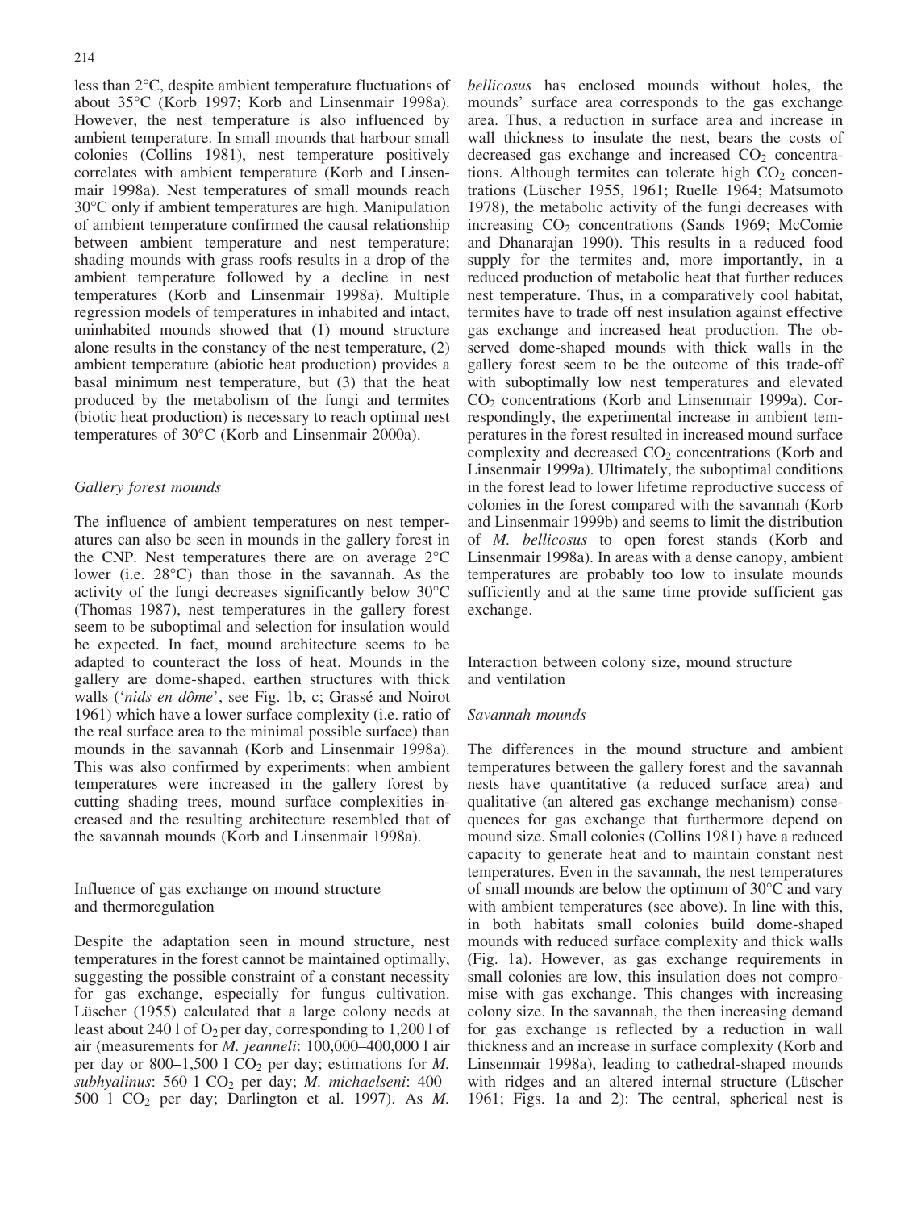less than 2°C, despite ambient temperature fluctuations of about 35°C (Korb 1997; Korb and Linsenmair 1998a). However, the nest temperature is also influenced by ambient temperature. In small mounds that harbour small colonies (Collins 1981), nest temperature positively correlates with ambient temperature (Korb and Linsenmair 1998a). Nest temperatures of small mounds reach 30°C only if ambient temperatures are high. Manipulation of ambient temperature confirmed the causal relationship between ambient temperature and nest temperature; shading mounds with grass roofs results in a drop of the ambient temperature followed by a decline in nest temperatures (Korb and Linsenmair 1998a). Multiple regression models of temperatures in inhabited and intact, uninhabited mounds showed that (1) mound structure alone results in the constancy of the nest temperature, (2) ambient temperature (abiotic heat production) provides a basal minimum nest temperature, but (3) that the heat produced by the metabolism of the fungi and termites (biotic heat production) is necessary to reach optimal nest temperatures of 30°C (Korb and Linsenmair 2000a).

### *Gallery forest mounds*

The influence of ambient temperatures on nest temperatures can also be seen in mounds in the gallery forest in the CNP. Nest temperatures there are on average 2°C lower (i.e. 28°C) than those in the savannah. As the activity of the fungi decreases significantly below 30°C (Thomas 1987), nest temperatures in the gallery forest seem to be suboptimal and selection for insulation would be expected. In fact, mound architecture seems to be adapted to counteract the loss of heat. Mounds in the gallery are dome-shaped, earthen structures with thick walls ('*nids en dôme*', see Fig. 1b, c; Grassé and Noirot 1961) which have a lower surface complexity (i.e. ratio of the real surface area to the minimal possible surface) than mounds in the savannah (Korb and Linsenmair 1998a). This was also confirmed by experiments: when ambient temperatures were increased in the gallery forest by cutting shading trees, mound surface complexities increased and the resulting architecture resembled that of the savannah mounds (Korb and Linsenmair 1998a).

## Influence of gas exchange on mound structure and thermoregulation

Despite the adaptation seen in mound structure, nest temperatures in the forest cannot be maintained optimally, suggesting the possible constraint of a constant necessity for gas exchange, especially for fungus cultivation. Lüscher (1955) calculated that a large colony needs at least about 240 l of $O_2$ per day, corresponding to 1,200 l of air (measurements for *M. jeanneli*: 100,000–400,000 l air per day or 800–1,500 l $CO_2$ per day; estimations for *M. subhyalinus*: 560 l $CO_2$ per day; *M. michaelseni*: 400–500 l $CO_2$ per day; Darlington et al. 1997). As *M. bellicosus* has enclosed mounds without holes, the mounds' surface area corresponds to the gas exchange area. Thus, a reduction in surface area and increase in wall thickness to insulate the nest, bears the costs of decreased gas exchange and increased $CO_2$ concentrations. Although termites can tolerate high $CO_2$ concentrations (Lüscher 1955, 1961; Ruelle 1964; Matsumoto 1978), the metabolic activity of the fungi decreases with increasing $CO_2$ concentrations (Sands 1969; McComie and Dhanarajan 1990). This results in a reduced food supply for the termites and, more importantly, in a reduced production of metabolic heat that further reduces nest temperature. Thus, in a comparatively cool habitat, termites have to trade off nest insulation against effective gas exchange and increased heat production. The observed dome-shaped mounds with thick walls in the gallery forest seem to be the outcome of this trade-off with suboptimally low nest temperatures and elevated $CO_2$ concentrations (Korb and Linsenmair 1999a). Correspondingly, the experimental increase in ambient temperatures in the forest resulted in increased mound surface complexity and decreased $CO_2$ concentrations (Korb and Linsenmair 1999a). Ultimately, the suboptimal conditions in the forest lead to lower lifetime reproductive success of colonies in the forest compared with the savannah (Korb and Linsenmair 1999b) and seems to limit the distribution of *M. bellicosus* to open forest stands (Korb and Linsenmair 1998a). In areas with a dense canopy, ambient temperatures are probably too low to insulate mounds sufficiently and at the same time provide sufficient gas exchange.

## Interaction between colony size, mound structure and ventilation

### *Savannah mounds*

The differences in the mound structure and ambient temperatures between the gallery forest and the savannah nests have quantitative (a reduced surface area) and qualitative (an altered gas exchange mechanism) consequences for gas exchange that furthermore depend on mound size. Small colonies (Collins 1981) have a reduced capacity to generate heat and to maintain constant nest temperatures. Even in the savannah, the nest temperatures of small mounds are below the optimum of 30°C and vary with ambient temperatures (see above). In line with this, in both habitats small colonies build dome-shaped mounds with reduced surface complexity and thick walls (Fig. 1a). However, as gas exchange requirements in small colonies are low, this insulation does not compromise with gas exchange. This changes with increasing colony size. In the savannah, the then increasing demand for gas exchange is reflected by a reduction in wall thickness and an increase in surface complexity (Korb and Linsenmair 1998a), leading to cathedral-shaped mounds with ridges and an altered internal structure (Lüscher 1961; Figs. 1a and 2): The central, spherical nest is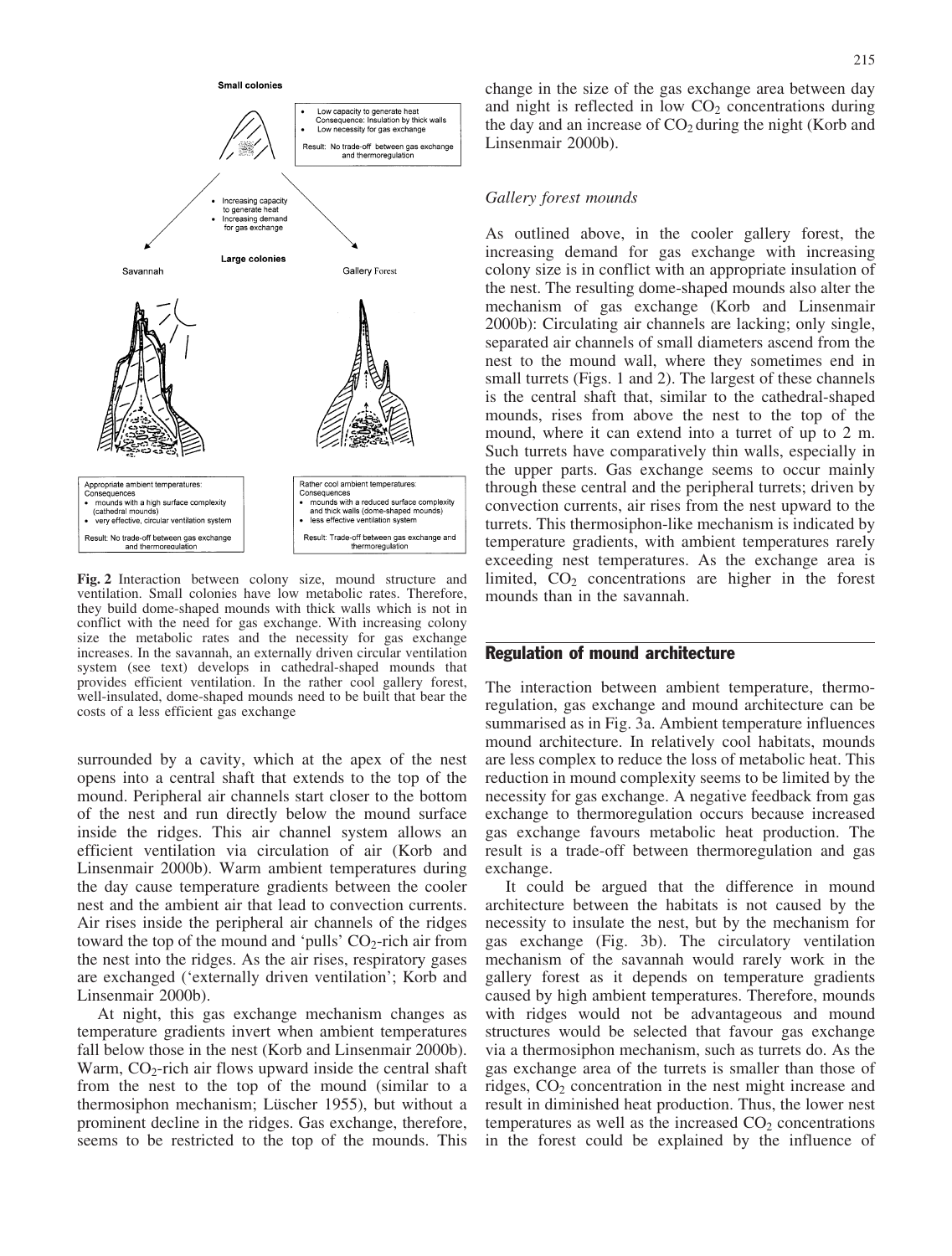Small colonies

- Low capacity to generate heat Consequence: Insulation by thick walls
- Low necessity for gas exchange

Result: No trade-off between gas exchange and thermoregulation

- Increasing capacity to generate heat
- Increasing demand for gas exchange

Large colonies

Savannah

Gallery Forest

Appropriate ambient temperatures: Consequences

- mounds with a high surface complexity (cathedral mounds)
- very effective, circular ventilation system

Result: No trade-off between gas exchange and thermoregulation

Rather cool ambient temperatures: Consequences

- mounds with a reduced surface complexity and thick walls (dome-shaped mounds)
- less effective ventilation system

Result: Trade-off between gas exchange and thermoregulation

**Fig. 2** Interaction between colony size, mound structure and ventilation. Small colonies have low metabolic rates. Therefore, they build dome-shaped mounds with thick walls which is not in conflict with the need for gas exchange. With increasing colony size the metabolic rates and the necessity for gas exchange increases. In the savannah, an externally driven circular ventilation system (see text) develops in cathedral-shaped mounds that provides efficient ventilation. In the rather cool gallery forest, well-insulated, dome-shaped mounds need to be built that bear the costs of a less efficient gas exchange

surrounded by a cavity, which at the apex of the nest opens into a central shaft that extends to the top of the mound. Peripheral air channels start closer to the bottom of the nest and run directly below the mound surface inside the ridges. This air channel system allows an efficient ventilation via circulation of air (Korb and Linsenmair 2000b). Warm ambient temperatures during the day cause temperature gradients between the cooler nest and the ambient air that lead to convection currents. Air rises inside the peripheral air channels of the ridges toward the top of the mound and 'pulls' $CO_2$-rich air from the nest into the ridges. As the air rises, respiratory gases are exchanged ('externally driven ventilation'; Korb and Linsenmair 2000b).

At night, this gas exchange mechanism changes as temperature gradients invert when ambient temperatures fall below those in the nest (Korb and Linsenmair 2000b). Warm, $CO_2$-rich air flows upward inside the central shaft from the nest to the top of the mound (similar to a thermosiphon mechanism; Lüscher 1955), but without a prominent decline in the ridges. Gas exchange, therefore, seems to be restricted to the top of the mounds. This change in the size of the gas exchange area between day and night is reflected in low $CO_2$ concentrations during the day and an increase of $CO_2$ during the night (Korb and Linsenmair 2000b).

### *Gallery forest mounds*

As outlined above, in the cooler gallery forest, the increasing demand for gas exchange with increasing colony size is in conflict with an appropriate insulation of the nest. The resulting dome-shaped mounds also alter the mechanism of gas exchange (Korb and Linsenmair 2000b): Circulating air channels are lacking; only single, separated air channels of small diameters ascend from the nest to the mound wall, where they sometimes end in small turrets (Figs. 1 and 2). The largest of these channels is the central shaft that, similar to the cathedral-shaped mounds, rises from above the nest to the top of the mound, where it can extend into a turret of up to 2 m. Such turrets have comparatively thin walls, especially in the upper parts. Gas exchange seems to occur mainly through these central and the peripheral turrets; driven by convection currents, air rises from the nest upward to the turrets. This thermosiphon-like mechanism is indicated by temperature gradients, with ambient temperatures rarely exceeding nest temperatures. As the exchange area is limited, $CO_2$ concentrations are higher in the forest mounds than in the savannah.

## Regulation of mound architecture

The interaction between ambient temperature, thermoregulation, gas exchange and mound architecture can be summarised as in Fig. 3a. Ambient temperature influences mound architecture. In relatively cool habitats, mounds are less complex to reduce the loss of metabolic heat. This reduction in mound complexity seems to be limited by the necessity for gas exchange. A negative feedback from gas exchange to thermoregulation occurs because increased gas exchange favours metabolic heat production. The result is a trade-off between thermoregulation and gas exchange.

It could be argued that the difference in mound architecture between the habitats is not caused by the necessity to insulate the nest, but by the mechanism for gas exchange (Fig. 3b). The circulatory ventilation mechanism of the savannah would rarely work in the gallery forest as it depends on temperature gradients caused by high ambient temperatures. Therefore, mounds with ridges would not be advantageous and mound structures would be selected that favour gas exchange via a thermosiphon mechanism, such as turrets do. As the gas exchange area of the turrets is smaller than those of ridges, $CO_2$ concentration in the nest might increase and result in diminished heat production. Thus, the lower nest temperatures as well as the increased $CO_2$ concentrations in the forest could be explained by the influence of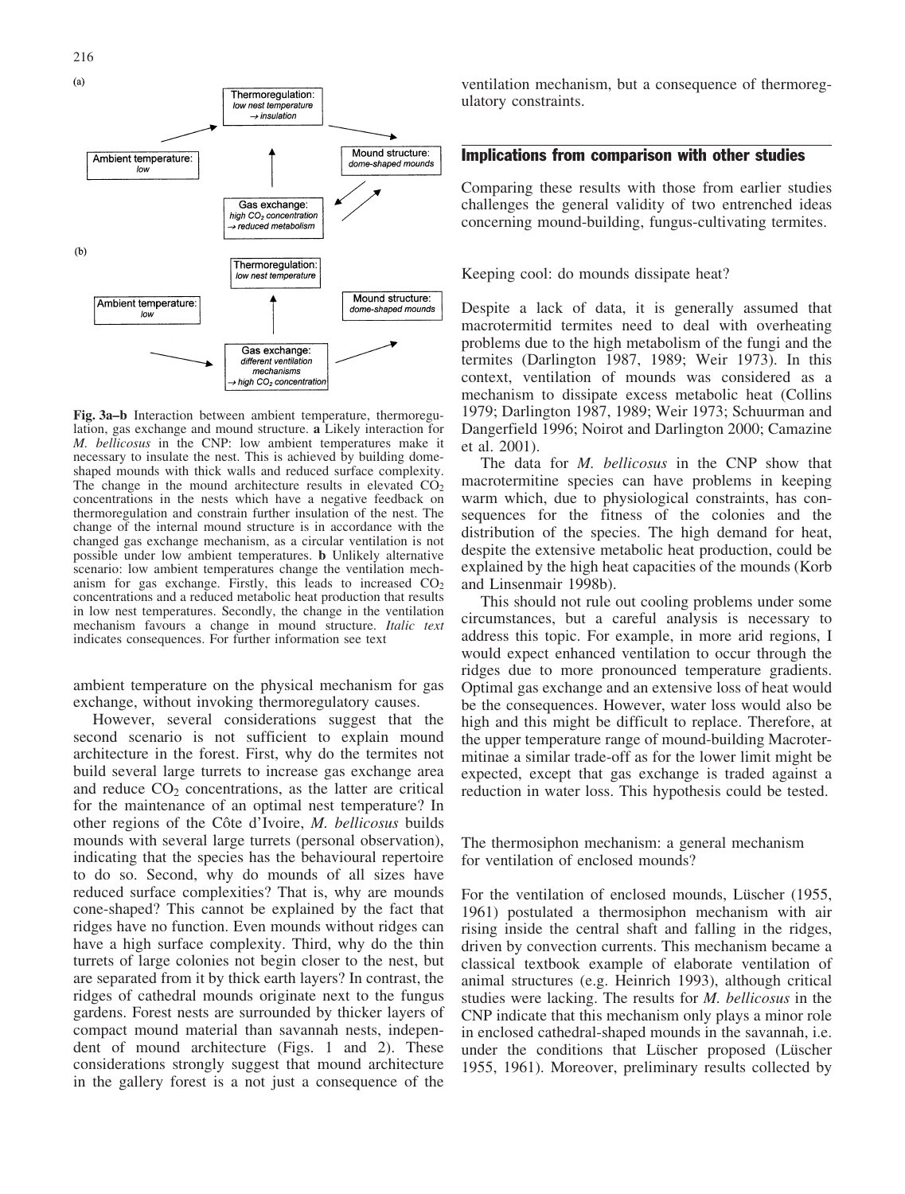**Fig. 3a–b** Interaction between ambient temperature, thermoregulation, gas exchange and mound structure. **a** Likely interaction for *M. bellicosus* in the CNP: low ambient temperatures make it necessary to insulate the nest. This is achieved by building dome-shaped mounds with thick walls and reduced surface complexity. The change in the mound architecture results in elevated $CO_2$ concentrations in the nests which have a negative feedback on thermoregulation and constrain further insulation of the nest. The change of the internal mound structure is in accordance with the changed gas exchange mechanism, as a circular ventilation is not possible under low ambient temperatures. **b** Unlikely alternative scenario: low ambient temperatures change the ventilation mechanism for gas exchange. Firstly, this leads to increased $CO_2$ concentrations and a reduced metabolic heat production that results in low nest temperatures. Secondly, the change in the ventilation mechanism favours a change in mound structure. *Italic text* indicates consequences. For further information see text

ambient temperature on the physical mechanism for gas exchange, without invoking thermoregulatory causes.

However, several considerations suggest that the second scenario is not sufficient to explain mound architecture in the forest. First, why do the termites not build several large turrets to increase gas exchange area and reduce $CO_2$ concentrations, as the latter are critical for the maintenance of an optimal nest temperature? In other regions of the Côte d'Ivoire, *M. bellicosus* builds mounds with several large turrets (personal observation), indicating that the species has the behavioural repertoire to do so. Second, why do mounds of all sizes have reduced surface complexities? That is, why are mounds cone-shaped? This cannot be explained by the fact that ridges have no function. Even mounds without ridges can have a high surface complexity. Third, why do the thin turrets of large colonies not begin closer to the nest, but are separated from it by thick earth layers? In contrast, the ridges of cathedral mounds originate next to the fungus gardens. Forest nests are surrounded by thicker layers of compact mound material than savannah nests, independent of mound architecture (Figs. 1 and 2). These considerations strongly suggest that mound architecture in the gallery forest is a not just a consequence of the ventilation mechanism, but a consequence of thermoregulatory constraints.

## Implications from comparison with other studies

Comparing these results with those from earlier studies challenges the general validity of two entrenched ideas concerning mound-building, fungus-cultivating termites.

### Keeping cool: do mounds dissipate heat?

Despite a lack of data, it is generally assumed that macrotermitid termites need to deal with overheating problems due to the high metabolism of the fungi and the termites (Darlington 1987, 1989; Weir 1973). In this context, ventilation of mounds was considered as a mechanism to dissipate excess metabolic heat (Collins 1979; Darlington 1987, 1989; Weir 1973; Schuurman and Dangerfield 1996; Noirot and Darlington 2000; Camazine et al. 2001).

The data for *M. bellicosus* in the CNP show that macrotermitine species can have problems in keeping warm which, due to physiological constraints, has consequences for the fitness of the colonies and the distribution of the species. The high demand for heat, despite the extensive metabolic heat production, could be explained by the high heat capacities of the mounds (Korb and Linsenmair 1998b).

This should not rule out cooling problems under some circumstances, but a careful analysis is necessary to address this topic. For example, in more arid regions, I would expect enhanced ventilation to occur through the ridges due to more pronounced temperature gradients. Optimal gas exchange and an extensive loss of heat would be the consequences. However, water loss would also be high and this might be difficult to replace. Therefore, at the upper temperature range of mound-building Macrotermitinae a similar trade-off as for the lower limit might be expected, except that gas exchange is traded against a reduction in water loss. This hypothesis could be tested.

### The thermosiphon mechanism: a general mechanism for ventilation of enclosed mounds?

For the ventilation of enclosed mounds, Lüscher (1955, 1961) postulated a thermosiphon mechanism with air rising inside the central shaft and falling in the ridges, driven by convection currents. This mechanism became a classical textbook example of elaborate ventilation of animal structures (e.g. Heinrich 1993), although critical studies were lacking. The results for *M. bellicosus* in the CNP indicate that this mechanism only plays a minor role in enclosed cathedral-shaped mounds in the savannah, i.e. under the conditions that Lüscher proposed (Lüscher 1955, 1961). Moreover, preliminary results collected by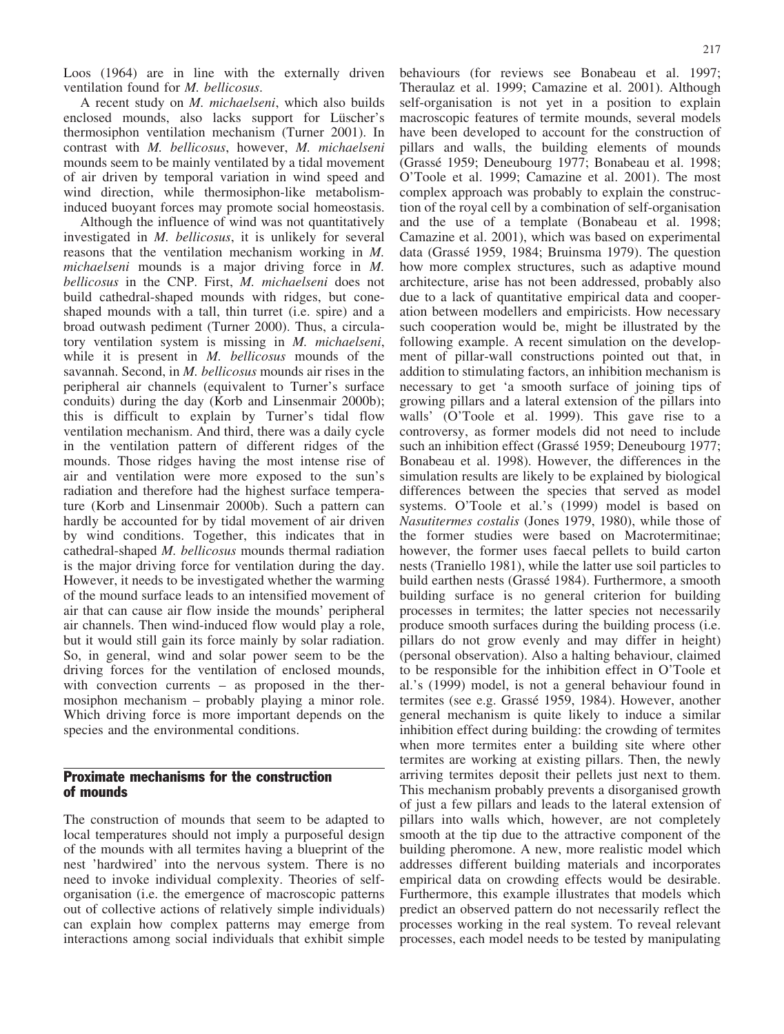Loos (1964) are in line with the externally driven ventilation found for *M. bellicosus*.

A recent study on *M. michaelseni*, which also builds enclosed mounds, also lacks support for Lüscher's thermosiphon ventilation mechanism (Turner 2001). In contrast with *M. bellicosus*, however, *M. michaelseni* mounds seem to be mainly ventilated by a tidal movement of air driven by temporal variation in wind speed and wind direction, while thermosiphon-like metabolism-induced buoyant forces may promote social homeostasis.

Although the influence of wind was not quantitatively investigated in *M. bellicosus*, it is unlikely for several reasons that the ventilation mechanism working in *M. michaelseni* mounds is a major driving force in *M. bellicosus* in the CNP. First, *M. michaelseni* does not build cathedral-shaped mounds with ridges, but cone-shaped mounds with a tall, thin turret (i.e. spire) and a broad outwash pediment (Turner 2000). Thus, a circulatory ventilation system is missing in *M. michaelseni*, while it is present in *M. bellicosus* mounds of the savannah. Second, in *M. bellicosus* mounds air rises in the peripheral air channels (equivalent to Turner's surface conduits) during the day (Korb and Linsenmair 2000b); this is difficult to explain by Turner's tidal flow ventilation mechanism. And third, there was a daily cycle in the ventilation pattern of different ridges of the mounds. Those ridges having the most intense rise of air and ventilation were more exposed to the sun's radiation and therefore had the highest surface temperature (Korb and Linsenmair 2000b). Such a pattern can hardly be accounted for by tidal movement of air driven by wind conditions. Together, this indicates that in cathedral-shaped *M. bellicosus* mounds thermal radiation is the major driving force for ventilation during the day. However, it needs to be investigated whether the warming of the mound surface leads to an intensified movement of air that can cause air flow inside the mounds' peripheral air channels. Then wind-induced flow would play a role, but it would still gain its force mainly by solar radiation. So, in general, wind and solar power seem to be the driving forces for the ventilation of enclosed mounds, with convection currents – as proposed in the thermosiphon mechanism – probably playing a minor role. Which driving force is more important depends on the species and the environmental conditions.

## Proximate mechanisms for the construction of mounds

The construction of mounds that seem to be adapted to local temperatures should not imply a purposeful design of the mounds with all termites having a blueprint of the nest 'hardwired' into the nervous system. There is no need to invoke individual complexity. Theories of self-organisation (i.e. the emergence of macroscopic patterns out of collective actions of relatively simple individuals) can explain how complex patterns may emerge from interactions among social individuals that exhibit simple behaviours (for reviews see Bonabeau et al. 1997; Theraulaz et al. 1999; Camazine et al. 2001). Although self-organisation is not yet in a position to explain macroscopic features of termite mounds, several models have been developed to account for the construction of pillars and walls, the building elements of mounds (Grassé 1959; Deneubourg 1977; Bonabeau et al. 1998; O'Toole et al. 1999; Camazine et al. 2001). The most complex approach was probably to explain the construction of the royal cell by a combination of self-organisation and the use of a template (Bonabeau et al. 1998; Camazine et al. 2001), which was based on experimental data (Grassé 1959, 1984; Bruinsma 1979). The question how more complex structures, such as adaptive mound architecture, arise has not been addressed, probably also due to a lack of quantitative empirical data and cooperation between modellers and empiricists. How necessary such cooperation would be, might be illustrated by the following example. A recent simulation on the development of pillar-wall constructions pointed out that, in addition to stimulating factors, an inhibition mechanism is necessary to get 'a smooth surface of joining tips of growing pillars and a lateral extension of the pillars into walls' (O'Toole et al. 1999). This gave rise to a controversy, as former models did not need to include such an inhibition effect (Grassé 1959; Deneubourg 1977; Bonabeau et al. 1998). However, the differences in the simulation results are likely to be explained by biological differences between the species that served as model systems. O'Toole et al.'s (1999) model is based on *Nasutitermes costalis* (Jones 1979, 1980), while those of the former studies were based on Macrotermitinae; however, the former uses faecal pellets to build carton nests (Traniello 1981), while the latter use soil particles to build earthen nests (Grassé 1984). Furthermore, a smooth building surface is no general criterion for building processes in termites; the latter species not necessarily produce smooth surfaces during the building process (i.e. pillars do not grow evenly and may differ in height) (personal observation). Also a halting behaviour, claimed to be responsible for the inhibition effect in O'Toole et al.'s (1999) model, is not a general behaviour found in termites (see e.g. Grassé 1959, 1984). However, another general mechanism is quite likely to induce a similar inhibition effect during building: the crowding of termites when more termites enter a building site where other termites are working at existing pillars. Then, the newly arriving termites deposit their pellets just next to them. This mechanism probably prevents a disorganised growth of just a few pillars and leads to the lateral extension of pillars into walls which, however, are not completely smooth at the tip due to the attractive component of the building pheromone. A new, more realistic model which addresses different building materials and incorporates empirical data on crowding effects would be desirable. Furthermore, this example illustrates that models which predict an observed pattern do not necessarily reflect the processes working in the real system. To reveal relevant processes, each model needs to be tested by manipulating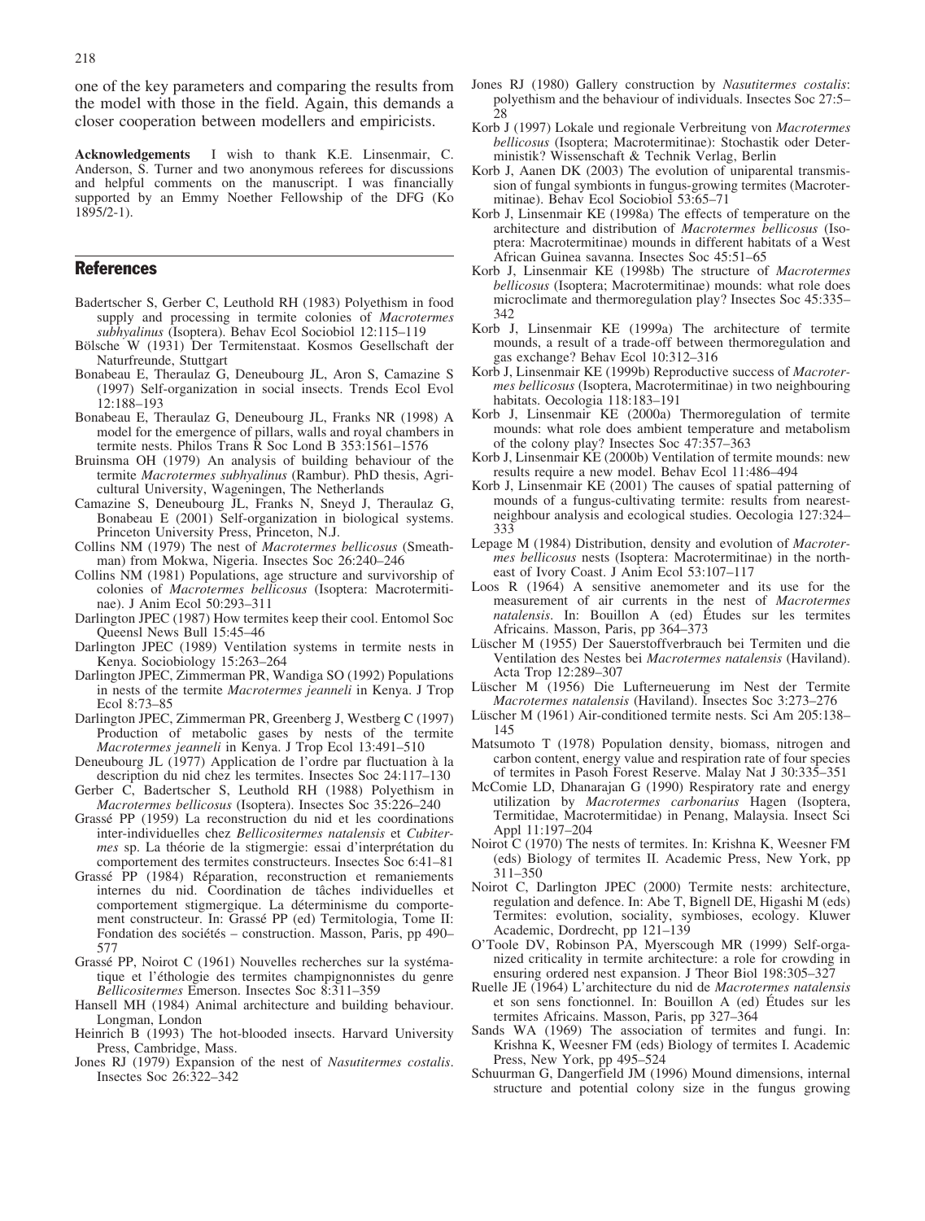one of the key parameters and comparing the results from the model with those in the field. Again, this demands a closer cooperation between modellers and empiricists.

**Acknowledgements** I wish to thank K.E. Linsenmair, C. Anderson, S. Turner and two anonymous referees for discussions and helpful comments on the manuscript. I was financially supported by an Emmy Noether Fellowship of the DFG (Ko 1895/2-1).

## References

Badertscher S, Gerber C, Leuthold RH (1983) Polyethism in food supply and processing in termite colonies of *Macrotermes subhyalinus* (Isoptera). Behav Ecol Sociobiol 12:115–119

Bölsche W (1931) Der Termitenstaat. Kosmos Gesellschaft der Naturfreunde, Stuttgart

Bonabeau E, Theraulaz G, Deneubourg JL, Aron S, Camazine S (1997) Self-organization in social insects. Trends Ecol Evol 12:188–193

Bonabeau E, Theraulaz G, Deneubourg JL, Franks NR (1998) A model for the emergence of pillars, walls and royal chambers in termite nests. Philos Trans R Soc Lond B 353:1561–1576

Bruinsma OH (1979) An analysis of building behaviour of the termite *Macrotermes subhyalinus* (Rambur). PhD thesis, Agricultural University, Wageningen, The Netherlands

Camazine S, Deneubourg JL, Franks N, Sneyd J, Theraulaz G, Bonabeau E (2001) Self-organization in biological systems. Princeton University Press, Princeton, N.J.

Collins NM (1979) The nest of *Macrotermes bellicosus* (Smeathman) from Mokwa, Nigeria. Insectes Soc 26:240–246

Collins NM (1981) Populations, age structure and survivorship of colonies of *Macrotermes bellicosus* (Isoptera: Macrotermitinae). J Anim Ecol 50:293–311

Darlington JPEC (1987) How termites keep their cool. Entomol Soc Queensl News Bull 15:45–46

Darlington JPEC (1989) Ventilation systems in termite nests in Kenya. Sociobiology 15:263–264

Darlington JPEC, Zimmerman PR, Wandiga SO (1992) Populations in nests of the termite *Macrotermes jeanneli* in Kenya. J Trop Ecol 8:73–85

Darlington JPEC, Zimmerman PR, Greenberg J, Westberg C (1997) Production of metabolic gases by nests of the termite *Macrotermes jeanneli* in Kenya. J Trop Ecol 13:491–510

Deneubourg JL (1977) Application de l'ordre par fluctuation à la description du nid chez les termites. Insectes Soc 24:117–130

Gerber C, Badertscher S, Leuthold RH (1988) Polyethism in *Macrotermes bellicosus* (Isoptera). Insectes Soc 35:226–240

Grassé PP (1959) La reconstruction du nid et les coordinations inter-individuelles chez *Bellicositermes natalensis* et *Cubitermes* sp. La théorie de la stigmergie: essai d'interprétation du comportement des termites constructeurs. Insectes Soc 6:41–81

Grassé PP (1984) Réparation, reconstruction et remaniements internes du nid. Coordination de tâches individuelles et comportement stigmergique. La déterminisme du comportement constructeur. In: Grassé PP (ed) Termitologia, Tome II: Fondation des sociétés – construction. Masson, Paris, pp 490–577

Grassé PP, Noirot C (1961) Nouvelles recherches sur la systématique et l'éthologie des termites champignonnistes du genre *Bellicositermes* Emerson. Insectes Soc 8:311–359

Hansell MH (1984) Animal architecture and building behaviour. Longman, London

Heinrich B (1993) The hot-blooded insects. Harvard University Press, Cambridge, Mass.

Jones RJ (1979) Expansion of the nest of *Nasutitermes costalis*. Insectes Soc 26:322–342

Jones RJ (1980) Gallery construction by *Nasutitermes costalis*: polyethism and the behaviour of individuals. Insectes Soc 27:5–28

Korb J (1997) Lokale und regionale Verbreitung von *Macrotermes bellicosus* (Isoptera; Macrotermitinae): Stochastik oder Deterministik? Wissenschaft & Technik Verlag, Berlin

Korb J, Aanen DK (2003) The evolution of uniparental transmission of fungal symbionts in fungus-growing termites (Macrotermitinae). Behav Ecol Sociobiol 53:65–71

Korb J, Linsenmair KE (1998a) The effects of temperature on the architecture and distribution of *Macrotermes bellicosus* (Isoptera: Macrotermitinae) mounds in different habitats of a West African Guinea savanna. Insectes Soc 45:51–65

Korb J, Linsenmair KE (1998b) The structure of *Macrotermes bellicosus* (Isoptera; Macrotermitinae) mounds: what role does microclimate and thermoregulation play? Insectes Soc 45:335–342

Korb J, Linsenmair KE (1999a) The architecture of termite mounds, a result of a trade-off between thermoregulation and gas exchange? Behav Ecol 10:312–316

Korb J, Linsenmair KE (1999b) Reproductive success of *Macrotermes bellicosus* (Isoptera, Macrotermitinae) in two neighbouring habitats. Oecologia 118:183–191

Korb J, Linsenmair KE (2000a) Thermoregulation of termite mounds: what role does ambient temperature and metabolism of the colony play? Insectes Soc 47:357–363

Korb J, Linsenmair KE (2000b) Ventilation of termite mounds: new results require a new model. Behav Ecol 11:486–494

Korb J, Linsenmair KE (2001) The causes of spatial patterning of mounds of a fungus-cultivating termite: results from nearest-neighbour analysis and ecological studies. Oecologia 127:324–333

Lepage M (1984) Distribution, density and evolution of *Macrotermes bellicosus* nests (Isoptera: Macrotermitinae) in the north-east of Ivory Coast. J Anim Ecol 53:107–117

Loos R (1964) A sensitive anemometer and its use for the measurement of air currents in the nest of *Macrotermes natalensis*. In: Bouillon A (ed) Études sur les termites Africains. Masson, Paris, pp 364–373

Lüscher M (1955) Der Sauerstoffverbrauch bei Termiten und die Ventilation des Nestes bei *Macrotermes natalensis* (Haviland). Acta Trop 12:289–307

Lüscher M (1956) Die Lufterneuerung im Nest der Termite *Macrotermes natalensis* (Haviland). Insectes Soc 3:273–276

Lüscher M (1961) Air-conditioned termite nests. Sci Am 205:138–145

Matsumoto T (1978) Population density, biomass, nitrogen and carbon content, energy value and respiration rate of four species of termites in Pasoh Forest Reserve. Malay Nat J 30:335–351

McComie LD, Dhanarajan G (1990) Respiratory rate and energy utilization by *Macrotermes carbonarius* Hagen (Isoptera, Termitidae, Macrotermitidae) in Penang, Malaysia. Insect Sci Appl 11:197–204

Noirot C (1970) The nests of termites. In: Krishna K, Weesner FM (eds) Biology of termites II. Academic Press, New York, pp 311–350

Noirot C, Darlington JPEC (2000) Termite nests: architecture, regulation and defence. In: Abe T, Bignell DE, Higashi M (eds) Termites: evolution, sociality, symbioses, ecology. Kluwer Academic, Dordrecht, pp 121–139

O'Toole DV, Robinson PA, Myerscough MR (1999) Self-organized criticality in termite architecture: a role for crowding in ensuring ordered nest expansion. J Theor Biol 198:305–327

Ruelle JE (1964) L'architecture du nid de *Macrotermes natalensis* et son sens fonctionnel. In: Bouillon A (ed) Études sur les termites Africains. Masson, Paris, pp 327–364

Sands WA (1969) The association of termites and fungi. In: Krishna K, Weesner FM (eds) Biology of termites I. Academic Press, New York, pp 495–524

Schuurman G, Dangerfield JM (1996) Mound dimensions, internal structure and potential colony size in the fungus growing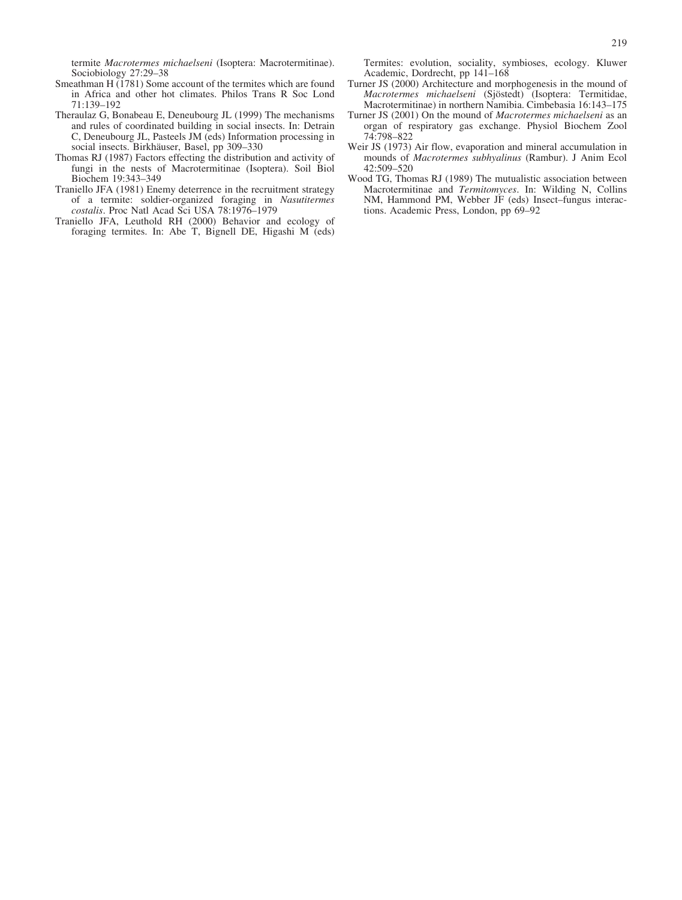termite *Macrotermes michaelseni* (Isoptera: Macrotermitinae). Sociobiology 27:29–38

Smeathman H (1781) Some account of the termites which are found in Africa and other hot climates. Philos Trans R Soc Lond 71:139–192

Theraulaz G, Bonabeau E, Deneubourg JL (1999) The mechanisms and rules of coordinated building in social insects. In: Detrain C, Deneubourg JL, Pasteels JM (eds) Information processing in social insects. Birkhäuser, Basel, pp 309–330

Thomas RJ (1987) Factors effecting the distribution and activity of fungi in the nests of Macrotermitinae (Isoptera). Soil Biol Biochem 19:343–349

Traniello JFA (1981) Enemy deterrence in the recruitment strategy of a termite: soldier-organized foraging in *Nasutitermes costalis*. Proc Natl Acad Sci USA 78:1976–1979

Traniello JFA, Leuthold RH (2000) Behavior and ecology of foraging termites. In: Abe T, Bignell DE, Higashi M (eds) Termites: evolution, sociality, symbioses, ecology. Kluwer Academic, Dordrecht, pp 141–168

Turner JS (2000) Architecture and morphogenesis in the mound of *Macrotermes michaelseni* (Sjöstedt) (Isoptera: Termitidae, Macrotermitinae) in northern Namibia. Cimbebasia 16:143–175

Turner JS (2001) On the mound of *Macrotermes michaelseni* as an organ of respiratory gas exchange. Physiol Biochem Zool 74:798–822

Weir JS (1973) Air flow, evaporation and mineral accumulation in mounds of *Macrotermes subhyalinus* (Rambur). J Anim Ecol 42:509–520

Wood TG, Thomas RJ (1989) The mutualistic association between Macrotermitinae and *Termitomyces*. In: Wilding N, Collins NM, Hammond PM, Webber JF (eds) Insect–fungus interactions. Academic Press, London, pp 69–92